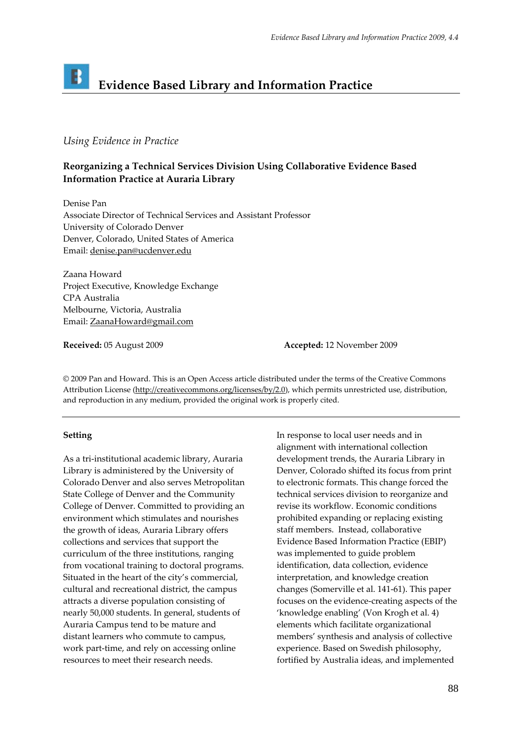# Evidence Based Library and Information Practice

*Using Evidence in Practice*

## Reorganizing a Technical Services Division Using Collaborative Evidence Based Information Practice at Auraria Library

Denise Pan
Associate Director of Technical Services and Assistant Professor
University of Colorado Denver
Denver, Colorado, United States of America
Email: denise.pan@ucdenver.edu

Zaana Howard
Project Executive, Knowledge Exchange
CPA Australia
Melbourne, Victoria, Australia
Email: ZaanaHoward@gmail.com

**Received:** 05 August 2009 **Accepted:** 12 November 2009

© 2009 Pan and Howard. This is an Open Access article distributed under the terms of the Creative Commons Attribution License (http://creativecommons.org/licenses/by/2.0), which permits unrestricted use, distribution, and reproduction in any medium, provided the original work is properly cited.

---

### Setting

As a tri-institutional academic library, Auraria Library is administered by the University of Colorado Denver and also serves Metropolitan State College of Denver and the Community College of Denver. Committed to providing an environment which stimulates and nourishes the growth of ideas, Auraria Library offers collections and services that support the curriculum of the three institutions, ranging from vocational training to doctoral programs. Situated in the heart of the city's commercial, cultural and recreational district, the campus attracts a diverse population consisting of nearly 50,000 students. In general, students of Auraria Campus tend to be mature and distant learners who commute to campus, work part-time, and rely on accessing online resources to meet their research needs.

In response to local user needs and in alignment with international collection development trends, the Auraria Library in Denver, Colorado shifted its focus from print to electronic formats. This change forced the technical services division to reorganize and revise its workflow. Economic conditions prohibited expanding or replacing existing staff members. Instead, collaborative Evidence Based Information Practice (EBIP) was implemented to guide problem identification, data collection, evidence interpretation, and knowledge creation changes (Somerville et al. 141-61). This paper focuses on the evidence-creating aspects of the 'knowledge enabling' (Von Krogh et al. 4) elements which facilitate organizational members' synthesis and analysis of collective experience. Based on Swedish philosophy, fortified by Australia ideas, and implemented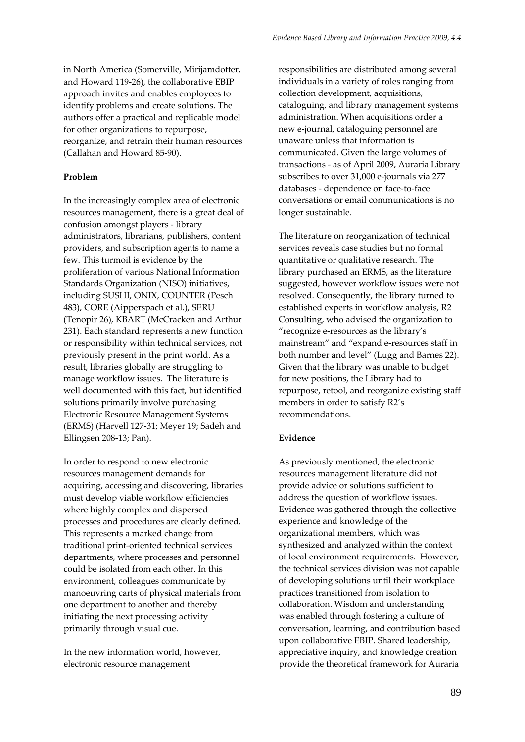in North America (Somerville, Mirijamdotter, and Howard 119-26), the collaborative EBIP approach invites and enables employees to identify problems and create solutions. The authors offer a practical and replicable model for other organizations to repurpose, reorganize, and retrain their human resources (Callahan and Howard 85-90).

**Problem**

In the increasingly complex area of electronic resources management, there is a great deal of confusion amongst players - library administrators, librarians, publishers, content providers, and subscription agents to name a few. This turmoil is evidence by the proliferation of various National Information Standards Organization (NISO) initiatives, including SUSHI, ONIX, COUNTER (Pesch 483), CORE (Aipperspach et al.), SERU (Tenopir 26), KBART (McCracken and Arthur 231). Each standard represents a new function or responsibility within technical services, not previously present in the print world. As a result, libraries globally are struggling to manage workflow issues. The literature is well documented with this fact, but identified solutions primarily involve purchasing Electronic Resource Management Systems (ERMS) (Harvell 127-31; Meyer 19; Sadeh and Ellingsen 208-13; Pan).

In order to respond to new electronic resources management demands for acquiring, accessing and discovering, libraries must develop viable workflow efficiencies where highly complex and dispersed processes and procedures are clearly defined. This represents a marked change from traditional print-oriented technical services departments, where processes and personnel could be isolated from each other. In this environment, colleagues communicate by manoeuvring carts of physical materials from one department to another and thereby initiating the next processing activity primarily through visual cue.

In the new information world, however, electronic resource management responsibilities are distributed among several individuals in a variety of roles ranging from collection development, acquisitions, cataloguing, and library management systems administration. When acquisitions order a new e-journal, cataloguing personnel are unaware unless that information is communicated. Given the large volumes of transactions - as of April 2009, Auraria Library subscribes to over 31,000 e-journals via 277 databases - dependence on face-to-face conversations or email communications is no longer sustainable.

The literature on reorganization of technical services reveals case studies but no formal quantitative or qualitative research. The library purchased an ERMS, as the literature suggested, however workflow issues were not resolved. Consequently, the library turned to established experts in workflow analysis, R2 Consulting, who advised the organization to "recognize e-resources as the library's mainstream" and "expand e-resources staff in both number and level" (Lugg and Barnes 22). Given that the library was unable to budget for new positions, the Library had to repurpose, retool, and reorganize existing staff members in order to satisfy R2's recommendations.

**Evidence**

As previously mentioned, the electronic resources management literature did not provide advice or solutions sufficient to address the question of workflow issues. Evidence was gathered through the collective experience and knowledge of the organizational members, which was synthesized and analyzed within the context of local environment requirements. However, the technical services division was not capable of developing solutions until their workplace practices transitioned from isolation to collaboration. Wisdom and understanding was enabled through fostering a culture of conversation, learning, and contribution based upon collaborative EBIP. Shared leadership, appreciative inquiry, and knowledge creation provide the theoretical framework for Auraria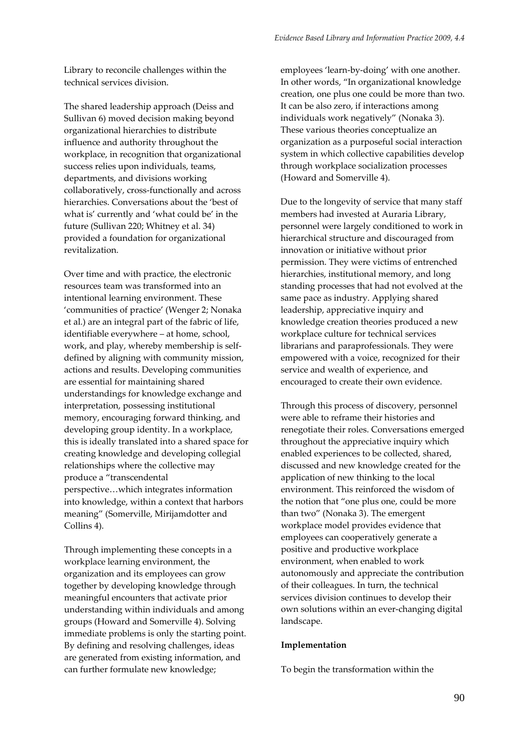Library to reconcile challenges within the technical services division.

The shared leadership approach (Deiss and Sullivan 6) moved decision making beyond organizational hierarchies to distribute influence and authority throughout the workplace, in recognition that organizational success relies upon individuals, teams, departments, and divisions working collaboratively, cross-functionally and across hierarchies. Conversations about the 'best of what is' currently and 'what could be' in the future (Sullivan 220; Whitney et al. 34) provided a foundation for organizational revitalization.

Over time and with practice, the electronic resources team was transformed into an intentional learning environment. These 'communities of practice' (Wenger 2; Nonaka et al.) are an integral part of the fabric of life, identifiable everywhere – at home, school, work, and play, whereby membership is self-defined by aligning with community mission, actions and results. Developing communities are essential for maintaining shared understandings for knowledge exchange and interpretation, possessing institutional memory, encouraging forward thinking, and developing group identity. In a workplace, this is ideally translated into a shared space for creating knowledge and developing collegial relationships where the collective may produce a "transcendental perspective…which integrates information into knowledge, within a context that harbors meaning" (Somerville, Mirijamdotter and Collins 4).

Through implementing these concepts in a workplace learning environment, the organization and its employees can grow together by developing knowledge through meaningful encounters that activate prior understanding within individuals and among groups (Howard and Somerville 4). Solving immediate problems is only the starting point. By defining and resolving challenges, ideas are generated from existing information, and can further formulate new knowledge; employees 'learn-by-doing' with one another. In other words, "In organizational knowledge creation, one plus one could be more than two. It can be also zero, if interactions among individuals work negatively" (Nonaka 3). These various theories conceptualize an organization as a purposeful social interaction system in which collective capabilities develop through workplace socialization processes (Howard and Somerville 4).

Due to the longevity of service that many staff members had invested at Auraria Library, personnel were largely conditioned to work in hierarchical structure and discouraged from innovation or initiative without prior permission. They were victims of entrenched hierarchies, institutional memory, and long standing processes that had not evolved at the same pace as industry. Applying shared leadership, appreciative inquiry and knowledge creation theories produced a new workplace culture for technical services librarians and paraprofessionals. They were empowered with a voice, recognized for their service and wealth of experience, and encouraged to create their own evidence.

Through this process of discovery, personnel were able to reframe their histories and renegotiate their roles. Conversations emerged throughout the appreciative inquiry which enabled experiences to be collected, shared, discussed and new knowledge created for the application of new thinking to the local environment. This reinforced the wisdom of the notion that "one plus one, could be more than two" (Nonaka 3). The emergent workplace model provides evidence that employees can cooperatively generate a positive and productive workplace environment, when enabled to work autonomously and appreciate the contribution of their colleagues. In turn, the technical services division continues to develop their own solutions within an ever-changing digital landscape.

**Implementation**

To begin the transformation within the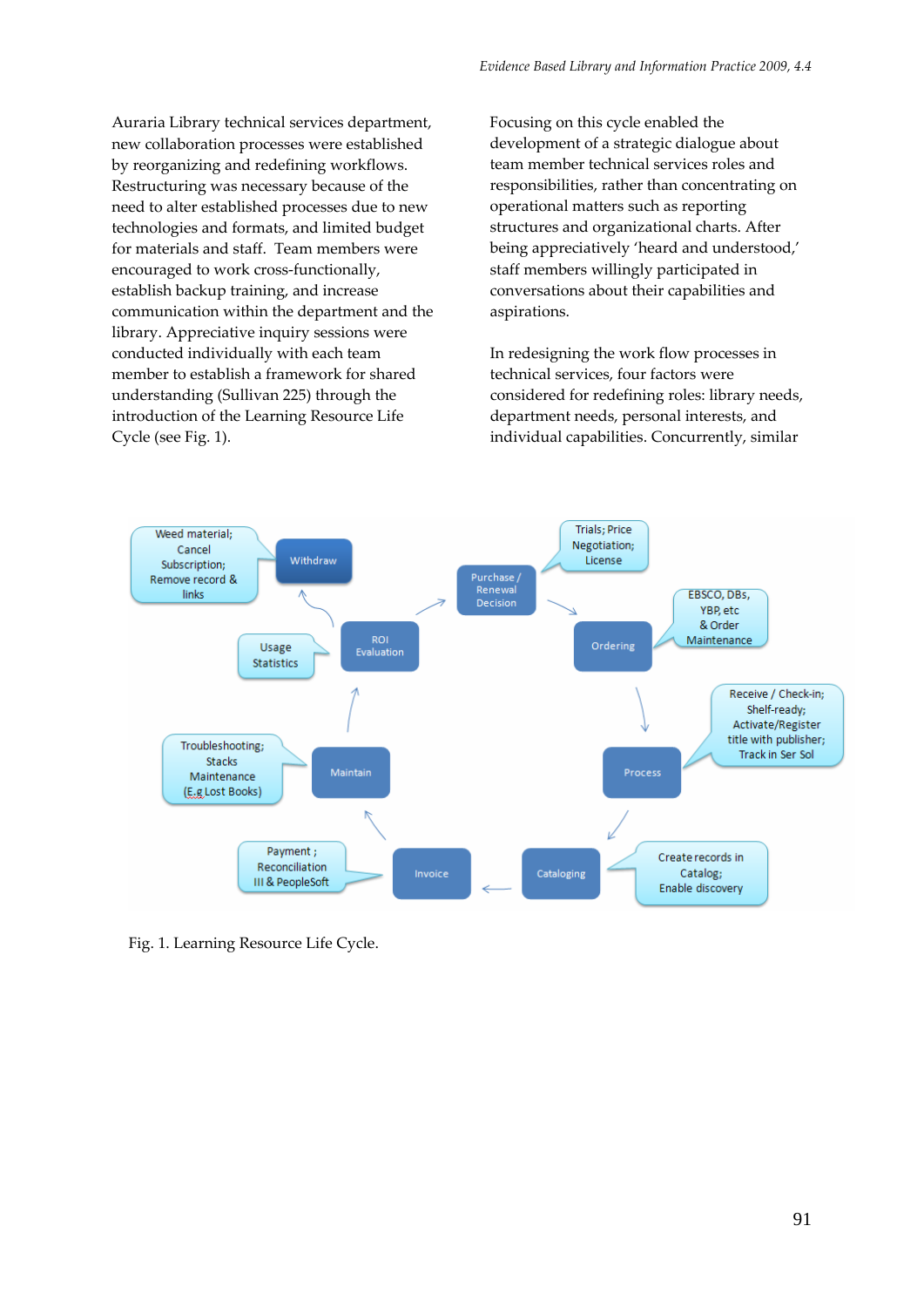Auraria Library technical services department, new collaboration processes were established by reorganizing and redefining workflows. Restructuring was necessary because of the need to alter established processes due to new technologies and formats, and limited budget for materials and staff. Team members were encouraged to work cross-functionally, establish backup training, and increase communication within the department and the library. Appreciative inquiry sessions were conducted individually with each team member to establish a framework for shared understanding (Sullivan 225) through the introduction of the Learning Resource Life Cycle (see Fig. 1).

Focusing on this cycle enabled the development of a strategic dialogue about team member technical services roles and responsibilities, rather than concentrating on operational matters such as reporting structures and organizational charts. After being appreciatively 'heard and understood,' staff members willingly participated in conversations about their capabilities and aspirations.

In redesigning the work flow processes in technical services, four factors were considered for redefining roles: library needs, department needs, personal interests, and individual capabilities. Concurrently, similar

Fig. 1. Learning Resource Life Cycle.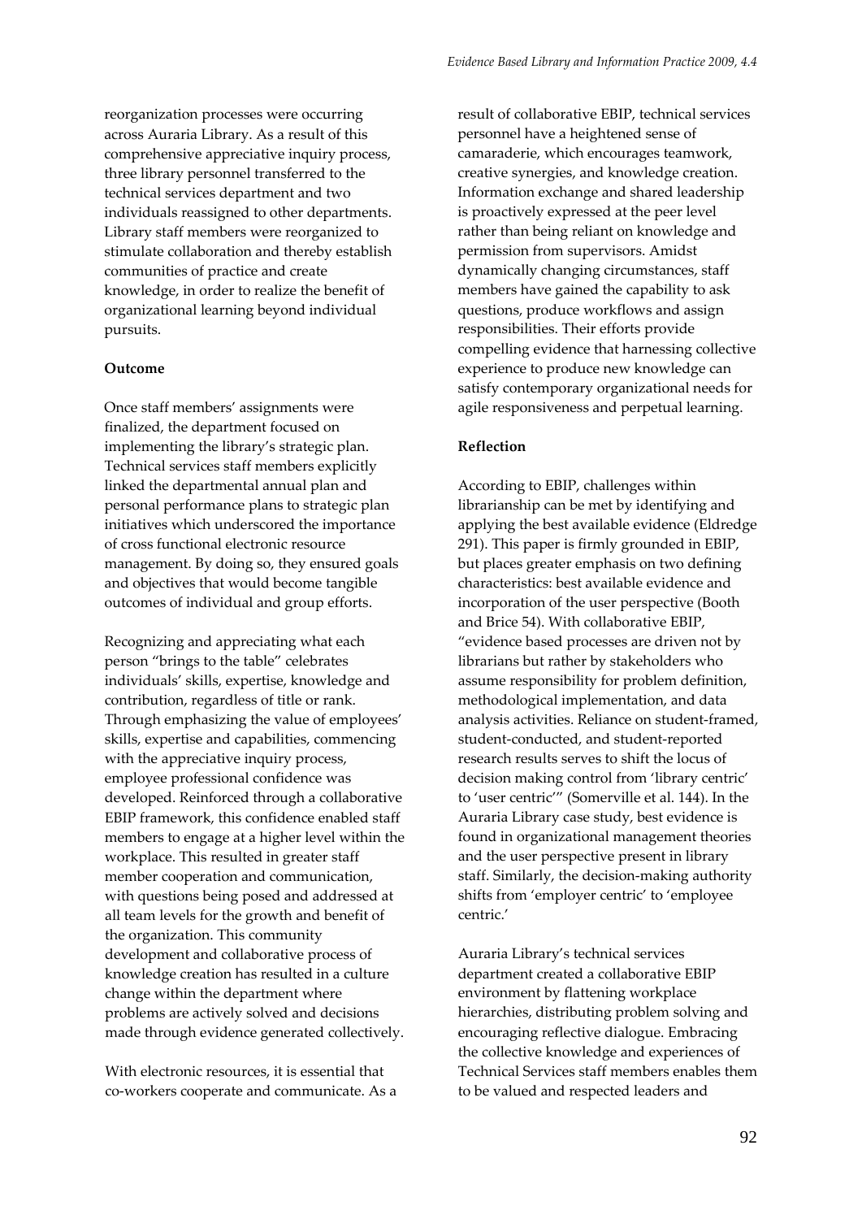reorganization processes were occurring across Auraria Library. As a result of this comprehensive appreciative inquiry process, three library personnel transferred to the technical services department and two individuals reassigned to other departments. Library staff members were reorganized to stimulate collaboration and thereby establish communities of practice and create knowledge, in order to realize the benefit of organizational learning beyond individual pursuits.

**Outcome**

Once staff members' assignments were finalized, the department focused on implementing the library's strategic plan. Technical services staff members explicitly linked the departmental annual plan and personal performance plans to strategic plan initiatives which underscored the importance of cross functional electronic resource management. By doing so, they ensured goals and objectives that would become tangible outcomes of individual and group efforts.

Recognizing and appreciating what each person "brings to the table" celebrates individuals' skills, expertise, knowledge and contribution, regardless of title or rank. Through emphasizing the value of employees' skills, expertise and capabilities, commencing with the appreciative inquiry process, employee professional confidence was developed. Reinforced through a collaborative EBIP framework, this confidence enabled staff members to engage at a higher level within the workplace. This resulted in greater staff member cooperation and communication, with questions being posed and addressed at all team levels for the growth and benefit of the organization. This community development and collaborative process of knowledge creation has resulted in a culture change within the department where problems are actively solved and decisions made through evidence generated collectively.

With electronic resources, it is essential that co-workers cooperate and communicate. As a result of collaborative EBIP, technical services personnel have a heightened sense of camaraderie, which encourages teamwork, creative synergies, and knowledge creation. Information exchange and shared leadership is proactively expressed at the peer level rather than being reliant on knowledge and permission from supervisors. Amidst dynamically changing circumstances, staff members have gained the capability to ask questions, produce workflows and assign responsibilities. Their efforts provide compelling evidence that harnessing collective experience to produce new knowledge can satisfy contemporary organizational needs for agile responsiveness and perpetual learning.

**Reflection**

According to EBIP, challenges within librarianship can be met by identifying and applying the best available evidence (Eldredge 291). This paper is firmly grounded in EBIP, but places greater emphasis on two defining characteristics: best available evidence and incorporation of the user perspective (Booth and Brice 54). With collaborative EBIP, "evidence based processes are driven not by librarians but rather by stakeholders who assume responsibility for problem definition, methodological implementation, and data analysis activities. Reliance on student-framed, student-conducted, and student-reported research results serves to shift the locus of decision making control from 'library centric' to 'user centric'" (Somerville et al. 144). In the Auraria Library case study, best evidence is found in organizational management theories and the user perspective present in library staff. Similarly, the decision-making authority shifts from 'employer centric' to 'employee centric.'

Auraria Library's technical services department created a collaborative EBIP environment by flattening workplace hierarchies, distributing problem solving and encouraging reflective dialogue. Embracing the collective knowledge and experiences of Technical Services staff members enables them to be valued and respected leaders and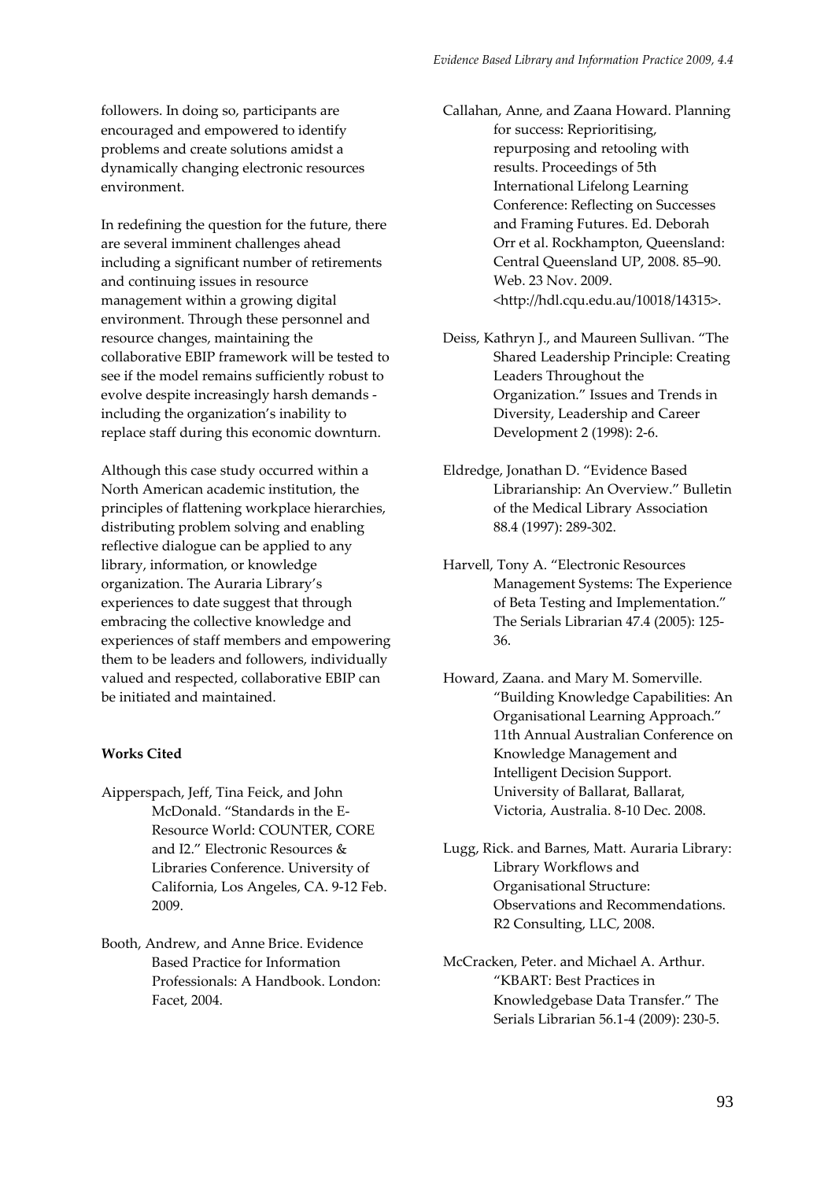followers. In doing so, participants are encouraged and empowered to identify problems and create solutions amidst a dynamically changing electronic resources environment.

In redefining the question for the future, there are several imminent challenges ahead including a significant number of retirements and continuing issues in resource management within a growing digital environment. Through these personnel and resource changes, maintaining the collaborative EBIP framework will be tested to see if the model remains sufficiently robust to evolve despite increasingly harsh demands - including the organization's inability to replace staff during this economic downturn.

Although this case study occurred within a North American academic institution, the principles of flattening workplace hierarchies, distributing problem solving and enabling reflective dialogue can be applied to any library, information, or knowledge organization. The Auraria Library's experiences to date suggest that through embracing the collective knowledge and experiences of staff members and empowering them to be leaders and followers, individually valued and respected, collaborative EBIP can be initiated and maintained.

**Works Cited**

Aipperspach, Jeff, Tina Feick, and John McDonald. "Standards in the E-Resource World: COUNTER, CORE and I2." Electronic Resources & Libraries Conference. University of California, Los Angeles, CA. 9-12 Feb. 2009.

Booth, Andrew, and Anne Brice. Evidence Based Practice for Information Professionals: A Handbook. London: Facet, 2004.

Callahan, Anne, and Zaana Howard. Planning for success: Reprioritising, repurposing and retooling with results. Proceedings of 5th International Lifelong Learning Conference: Reflecting on Successes and Framing Futures. Ed. Deborah Orr et al. Rockhampton, Queensland: Central Queensland UP, 2008. 85–90. Web. 23 Nov. 2009. <http://hdl.cqu.edu.au/10018/14315>.

Deiss, Kathryn J., and Maureen Sullivan. "The Shared Leadership Principle: Creating Leaders Throughout the Organization." Issues and Trends in Diversity, Leadership and Career Development 2 (1998): 2-6.

Eldredge, Jonathan D. "Evidence Based Librarianship: An Overview." Bulletin of the Medical Library Association 88.4 (1997): 289-302.

Harvell, Tony A. "Electronic Resources Management Systems: The Experience of Beta Testing and Implementation." The Serials Librarian 47.4 (2005): 125-36.

Howard, Zaana. and Mary M. Somerville. "Building Knowledge Capabilities: An Organisational Learning Approach." 11th Annual Australian Conference on Knowledge Management and Intelligent Decision Support. University of Ballarat, Ballarat, Victoria, Australia. 8-10 Dec. 2008.

Lugg, Rick. and Barnes, Matt. Auraria Library: Library Workflows and Organisational Structure: Observations and Recommendations. R2 Consulting, LLC, 2008.

McCracken, Peter. and Michael A. Arthur. "KBART: Best Practices in Knowledgebase Data Transfer." The Serials Librarian 56.1-4 (2009): 230-5.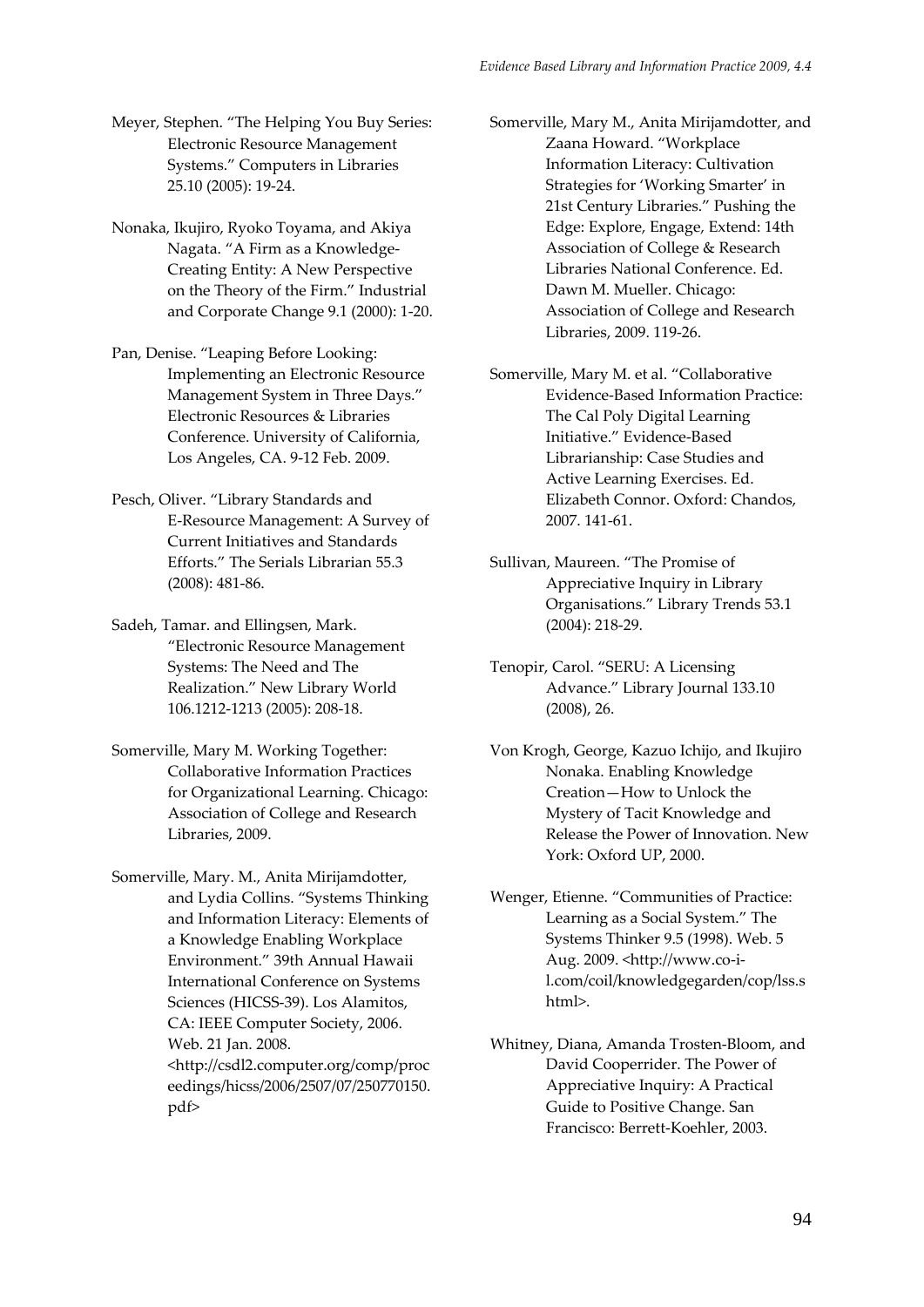Meyer, Stephen. "The Helping You Buy Series: Electronic Resource Management Systems." Computers in Libraries 25.10 (2005): 19-24.

Nonaka, Ikujiro, Ryoko Toyama, and Akiya Nagata. "A Firm as a Knowledge-Creating Entity: A New Perspective on the Theory of the Firm." Industrial and Corporate Change 9.1 (2000): 1-20.

Pan, Denise. "Leaping Before Looking: Implementing an Electronic Resource Management System in Three Days." Electronic Resources & Libraries Conference. University of California, Los Angeles, CA. 9-12 Feb. 2009.

Pesch, Oliver. "Library Standards and E-Resource Management: A Survey of Current Initiatives and Standards Efforts." The Serials Librarian 55.3 (2008): 481-86.

Sadeh, Tamar. and Ellingsen, Mark. "Electronic Resource Management Systems: The Need and The Realization." New Library World 106.1212-1213 (2005): 208-18.

Somerville, Mary M. Working Together: Collaborative Information Practices for Organizational Learning. Chicago: Association of College and Research Libraries, 2009.

Somerville, Mary. M., Anita Mirijamdotter, and Lydia Collins. "Systems Thinking and Information Literacy: Elements of a Knowledge Enabling Workplace Environment." 39th Annual Hawaii International Conference on Systems Sciences (HICSS-39). Los Alamitos, CA: IEEE Computer Society, 2006. Web. 21 Jan. 2008. <http://csdl2.computer.org/comp/proceedings/hicss/2006/2507/07/250770150.pdf>

Somerville, Mary M., Anita Mirijamdotter, and Zaana Howard. "Workplace Information Literacy: Cultivation Strategies for 'Working Smarter' in 21st Century Libraries." Pushing the Edge: Explore, Engage, Extend: 14th Association of College & Research Libraries National Conference. Ed. Dawn M. Mueller. Chicago: Association of College and Research Libraries, 2009. 119-26.

Somerville, Mary M. et al. "Collaborative Evidence-Based Information Practice: The Cal Poly Digital Learning Initiative." Evidence-Based Librarianship: Case Studies and Active Learning Exercises. Ed. Elizabeth Connor. Oxford: Chandos, 2007. 141-61.

Sullivan, Maureen. "The Promise of Appreciative Inquiry in Library Organisations." Library Trends 53.1 (2004): 218-29.

Tenopir, Carol. "SERU: A Licensing Advance." Library Journal 133.10 (2008), 26.

Von Krogh, George, Kazuo Ichijo, and Ikujiro Nonaka. Enabling Knowledge Creation—How to Unlock the Mystery of Tacit Knowledge and Release the Power of Innovation. New York: Oxford UP, 2000.

Wenger, Etienne. "Communities of Practice: Learning as a Social System." The Systems Thinker 9.5 (1998). Web. 5 Aug. 2009. <http://www.co-i-l.com/coil/knowledgegarden/cop/lss.shtml>.

Whitney, Diana, Amanda Trosten-Bloom, and David Cooperrider. The Power of Appreciative Inquiry: A Practical Guide to Positive Change. San Francisco: Berrett-Koehler, 2003.